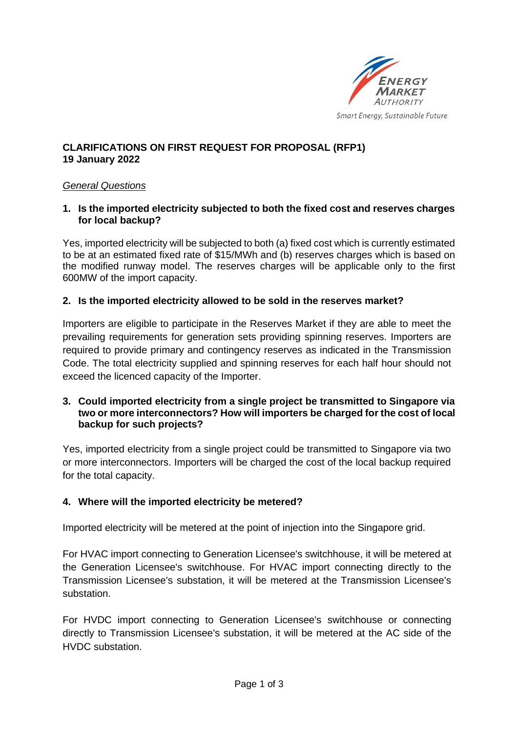Energy Market Authority
Smart Energy, Sustainable Future

**CLARIFICATIONS ON FIRST REQUEST FOR PROPOSAL (RFP1)**
**19 January 2022**

*General Questions*

**1. Is the imported electricity subjected to both the fixed cost and reserves charges for local backup?**

Yes, imported electricity will be subjected to both (a) fixed cost which is currently estimated to be at an estimated fixed rate of $15/MWh and (b) reserves charges which is based on the modified runway model. The reserves charges will be applicable only to the first 600MW of the import capacity.

**2. Is the imported electricity allowed to be sold in the reserves market?**

Importers are eligible to participate in the Reserves Market if they are able to meet the prevailing requirements for generation sets providing spinning reserves. Importers are required to provide primary and contingency reserves as indicated in the Transmission Code. The total electricity supplied and spinning reserves for each half hour should not exceed the licenced capacity of the Importer.

**3. Could imported electricity from a single project be transmitted to Singapore via two or more interconnectors? How will importers be charged for the cost of local backup for such projects?**

Yes, imported electricity from a single project could be transmitted to Singapore via two or more interconnectors. Importers will be charged the cost of the local backup required for the total capacity.

**4. Where will the imported electricity be metered?**

Imported electricity will be metered at the point of injection into the Singapore grid.

For HVAC import connecting to Generation Licensee's switchhouse, it will be metered at the Generation Licensee's switchhouse. For HVAC import connecting directly to the Transmission Licensee's substation, it will be metered at the Transmission Licensee's substation.

For HVDC import connecting to Generation Licensee's switchhouse or connecting directly to Transmission Licensee's substation, it will be metered at the AC side of the HVDC substation.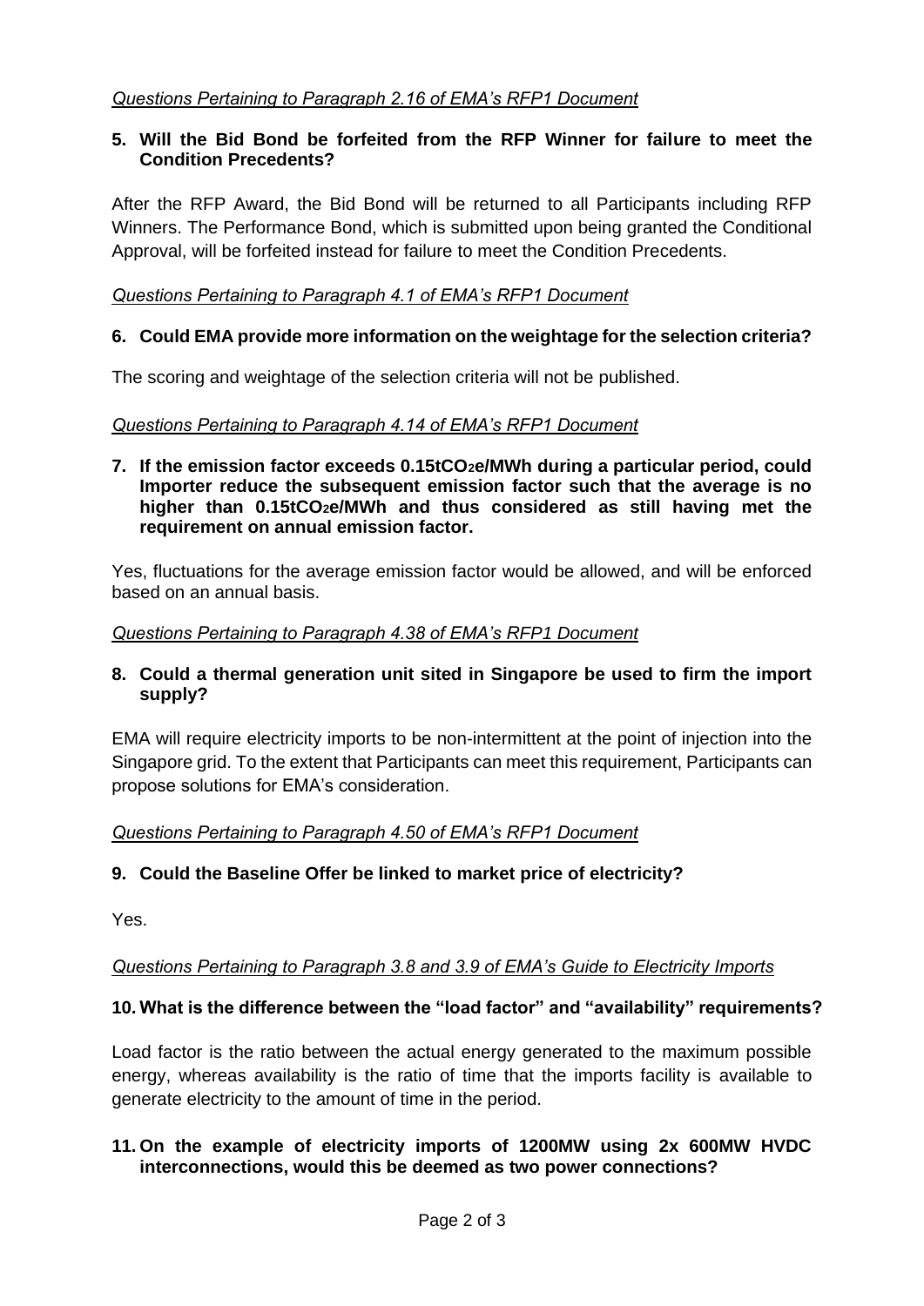*Questions Pertaining to Paragraph 2.16 of EMA's RFP1 Document*

**5. Will the Bid Bond be forfeited from the RFP Winner for failure to meet the Condition Precedents?**

After the RFP Award, the Bid Bond will be returned to all Participants including RFP Winners. The Performance Bond, which is submitted upon being granted the Conditional Approval, will be forfeited instead for failure to meet the Condition Precedents.

*Questions Pertaining to Paragraph 4.1 of EMA's RFP1 Document*

**6. Could EMA provide more information on the weightage for the selection criteria?**

The scoring and weightage of the selection criteria will not be published.

*Questions Pertaining to Paragraph 4.14 of EMA's RFP1 Document*

**7. If the emission factor exceeds 0.15t$CO_2$e/MWh during a particular period, could Importer reduce the subsequent emission factor such that the average is no higher than 0.15t$CO_2$e/MWh and thus considered as still having met the requirement on annual emission factor.**

Yes, fluctuations for the average emission factor would be allowed, and will be enforced based on an annual basis.

*Questions Pertaining to Paragraph 4.38 of EMA's RFP1 Document*

**8. Could a thermal generation unit sited in Singapore be used to firm the import supply?**

EMA will require electricity imports to be non-intermittent at the point of injection into the Singapore grid. To the extent that Participants can meet this requirement, Participants can propose solutions for EMA's consideration.

*Questions Pertaining to Paragraph 4.50 of EMA's RFP1 Document*

**9. Could the Baseline Offer be linked to market price of electricity?**

Yes.

*Questions Pertaining to Paragraph 3.8 and 3.9 of EMA's Guide to Electricity Imports*

**10. What is the difference between the "load factor" and "availability" requirements?**

Load factor is the ratio between the actual energy generated to the maximum possible energy, whereas availability is the ratio of time that the imports facility is available to generate electricity to the amount of time in the period.

**11. On the example of electricity imports of 1200MW using 2x 600MW HVDC interconnections, would this be deemed as two power connections?**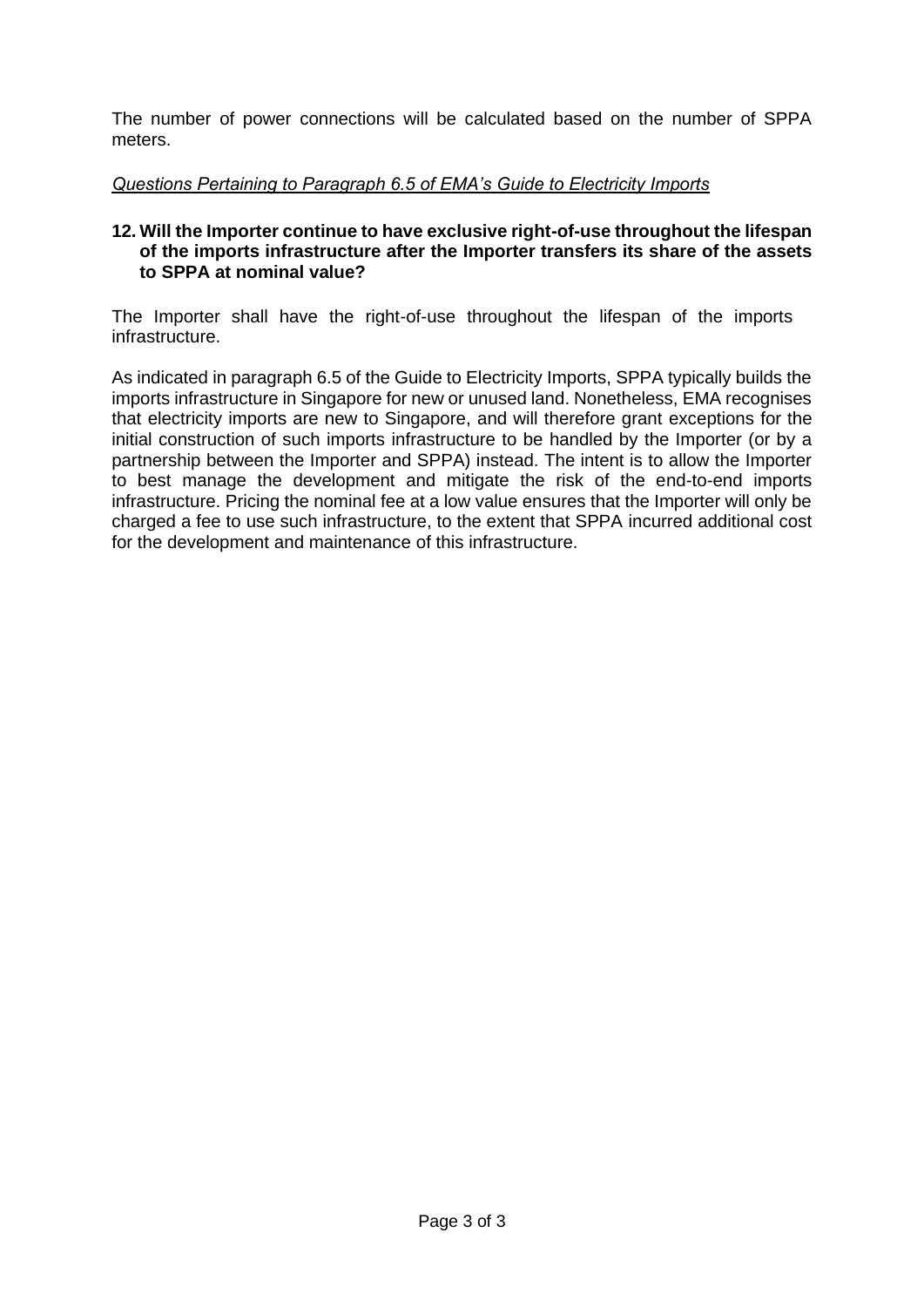The number of power connections will be calculated based on the number of SPPA meters.

*Questions Pertaining to Paragraph 6.5 of EMA's Guide to Electricity Imports*

**12. Will the Importer continue to have exclusive right-of-use throughout the lifespan of the imports infrastructure after the Importer transfers its share of the assets to SPPA at nominal value?**

The Importer shall have the right-of-use throughout the lifespan of the imports infrastructure.

As indicated in paragraph 6.5 of the Guide to Electricity Imports, SPPA typically builds the imports infrastructure in Singapore for new or unused land. Nonetheless, EMA recognises that electricity imports are new to Singapore, and will therefore grant exceptions for the initial construction of such imports infrastructure to be handled by the Importer (or by a partnership between the Importer and SPPA) instead. The intent is to allow the Importer to best manage the development and mitigate the risk of the end-to-end imports infrastructure. Pricing the nominal fee at a low value ensures that the Importer will only be charged a fee to use such infrastructure, to the extent that SPPA incurred additional cost for the development and maintenance of this infrastructure.